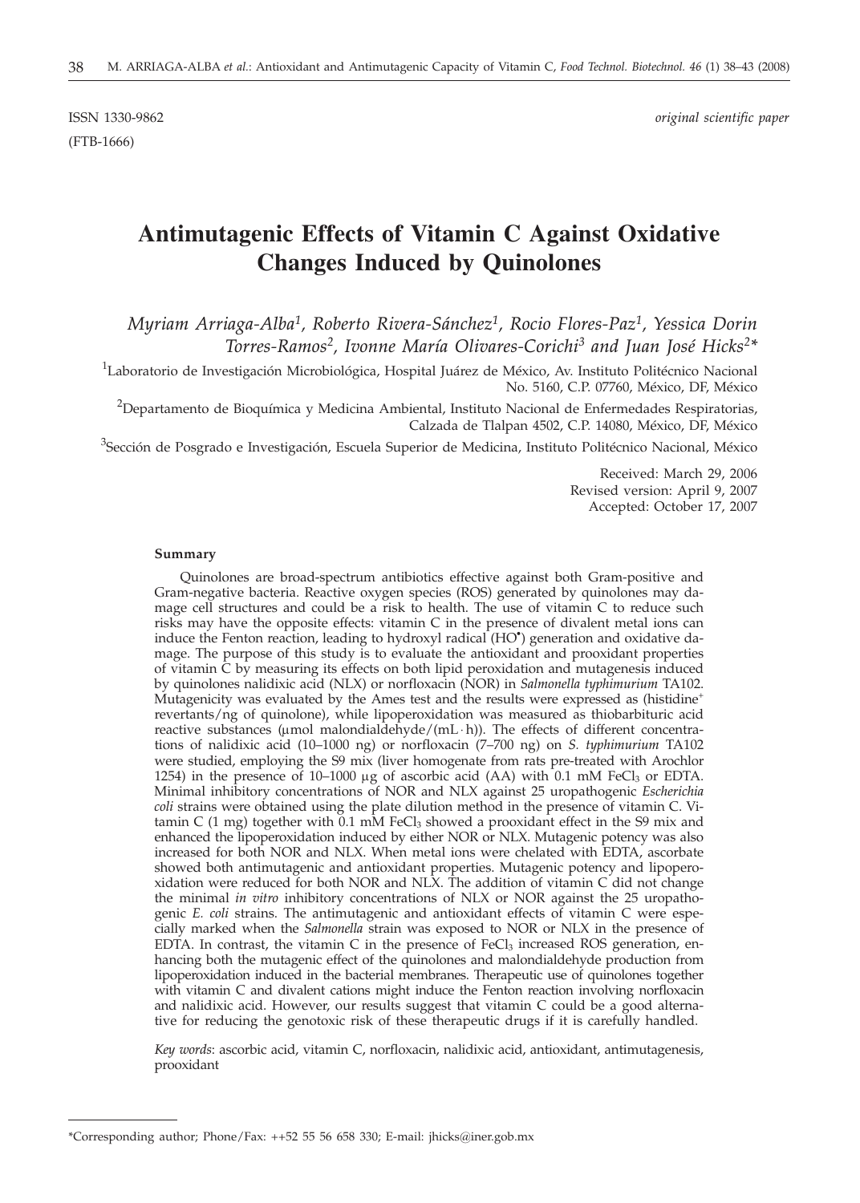ISSN 1330-9862 *original scientific paper*

(FTB-1666)

# Antimutagenic Effects of Vitamin C Against Oxidative Changes Induced by Quinolones

*Myriam Arriaga-Alba[1], Roberto Rivera-Sánchez[1], Rocio Flores-Paz[1], Yessica Dorin Torres-Ramos[2], Ivonne María Olivares-Corichi[3] and Juan José Hicks[2]\**

[1]Laboratorio de Investigación Microbiológica, Hospital Juárez de México, Av. Instituto Politécnico Nacional No. 5160, C.P. 07760, México, DF, México

[2]Departamento de Bioquímica y Medicina Ambiental, Instituto Nacional de Enfermedades Respiratorias, Calzada de Tlalpan 4502, C.P. 14080, México, DF, México

[3]Sección de Posgrado e Investigación, Escuela Superior de Medicina, Instituto Politécnico Nacional, México

Received: March 29, 2006
Revised version: April 9, 2007
Accepted: October 17, 2007

**Summary**

Quinolones are broad-spectrum antibiotics effective against both Gram-positive and Gram-negative bacteria. Reactive oxygen species (ROS) generated by quinolones may damage cell structures and could be a risk to health. The use of vitamin C to reduce such risks may have the opposite effects: vitamin C in the presence of divalent metal ions can induce the Fenton reaction, leading to hydroxyl radical ($HO^{\bullet}$) generation and oxidative damage. The purpose of this study is to evaluate the antioxidant and prooxidant properties of vitamin C by measuring its effects on both lipid peroxidation and mutagenesis induced by quinolones nalidixic acid (NLX) or norfloxacin (NOR) in *Salmonella typhimurium* TA102. Mutagenicity was evaluated by the Ames test and the results were expressed as (histidine$^{+}$ revertants/ng of quinolone), while lipoperoxidation was measured as thiobarbituric acid reactive substances (μmol malondialdehyde/(mL·h)). The effects of different concentrations of nalidixic acid (10–1000 ng) or norfloxacin (7–700 ng) on *S. typhimurium* TA102 were studied, employing the S9 mix (liver homogenate from rats pre-treated with Arochlor 1254) in the presence of 10–1000 μg of ascorbic acid (AA) with 0.1 mM $FeCl_3$ or EDTA. Minimal inhibitory concentrations of NOR and NLX against 25 uropathogenic *Escherichia coli* strains were obtained using the plate dilution method in the presence of vitamin C. Vitamin C (1 mg) together with 0.1 mM $FeCl_3$ showed a prooxidant effect in the S9 mix and enhanced the lipoperoxidation induced by either NOR or NLX. Mutagenic potency was also increased for both NOR and NLX. When metal ions were chelated with EDTA, ascorbate showed both antimutagenic and antioxidant properties. Mutagenic potency and lipoperoxidation were reduced for both NOR and NLX. The addition of vitamin C did not change the minimal *in vitro* inhibitory concentrations of NLX or NOR against the 25 uropathogenic *E. coli* strains. The antimutagenic and antioxidant effects of vitamin C were especially marked when the *Salmonella* strain was exposed to NOR or NLX in the presence of EDTA. In contrast, the vitamin C in the presence of $FeCl_3$ increased ROS generation, enhancing both the mutagenic effect of the quinolones and malondialdehyde production from lipoperoxidation induced in the bacterial membranes. Therapeutic use of quinolones together with vitamin C and divalent cations might induce the Fenton reaction involving norfloxacin and nalidixic acid. However, our results suggest that vitamin C could be a good alternative for reducing the genotoxic risk of these therapeutic drugs if it is carefully handled.

*Key words*: ascorbic acid, vitamin C, norfloxacin, nalidixic acid, antioxidant, antimutagenesis, prooxidant

---

\*Corresponding author; Phone/Fax: ++52 55 56 658 330; E-mail: jhicks@iner.gob.mx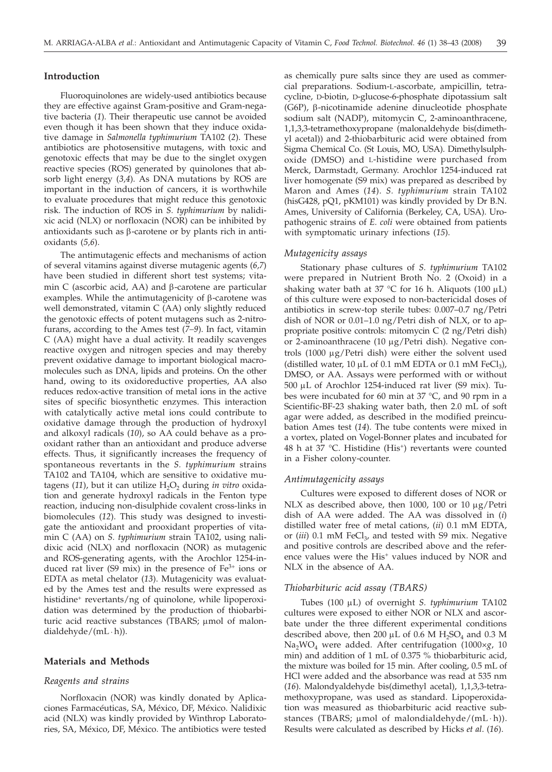## Introduction

Fluoroquinolones are widely-used antibiotics because they are effective against Gram-positive and Gram-negative bacteria (*1*). Their therapeutic use cannot be avoided even though it has been shown that they induce oxidative damage in *Salmonella typhimurium* TA102 (*2*). These antibiotics are photosensitive mutagens, with toxic and genotoxic effects that may be due to the singlet oxygen reactive species (ROS) generated by quinolones that absorb light energy (*3,4*). As DNA mutations by ROS are important in the induction of cancers, it is worthwhile to evaluate procedures that might reduce this genotoxic risk. The induction of ROS in *S. typhimurium* by nalidixic acid (NLX) or norfloxacin (NOR) can be inhibited by antioxidants such as β-carotene or by plants rich in antioxidants (*5,6*).

The antimutagenic effects and mechanisms of action of several vitamins against diverse mutagenic agents (*6,7*) have been studied in different short test systems; vitamin C (ascorbic acid, AA) and β-carotene are particular examples. While the antimutagenicity of β-carotene was well demonstrated, vitamin C (AA) only slightly reduced the genotoxic effects of potent mutagens such as 2-nitrofurans, according to the Ames test (*7–9*). In fact, vitamin C (AA) might have a dual activity. It readily scavenges reactive oxygen and nitrogen species and may thereby prevent oxidative damage to important biological macromolecules such as DNA, lipids and proteins. On the other hand, owing to its oxidoreductive properties, AA also reduces redox-active transition of metal ions in the active sites of specific biosynthetic enzymes. This interaction with catalytically active metal ions could contribute to oxidative damage through the production of hydroxyl and alkoxyl radicals (*10*), so AA could behave as a prooxidant rather than an antioxidant and produce adverse effects. Thus, it significantly increases the frequency of spontaneous revertants in the *S. typhimurium* strains TA102 and TA104, which are sensitive to oxidative mutagens (*11*), but it can utilize $H_2O_2$ during *in vitro* oxidation and generate hydroxyl radicals in the Fenton type reaction, inducing non-disulphide covalent cross-links in biomolecules (*12*). This study was designed to investigate the antioxidant and prooxidant properties of vitamin C (AA) on *S. typhimurium* strain TA102, using nalidixic acid (NLX) and norfloxacin (NOR) as mutagenic and ROS-generating agents, with the Arochlor 1254-induced rat liver (S9 mix) in the presence of $Fe^{3+}$ ions or EDTA as metal chelator (*13*). Mutagenicity was evaluated by the Ames test and the results were expressed as histidine+ revertants/ng of quinolone, while lipoperoxidation was determined by the production of thiobarbituric acid reactive substances (TBARS; μmol of malondialdehyde/(mL·h)).

## Materials and Methods

### Reagents and strains

Norfloxacin (NOR) was kindly donated by Aplicaciones Farmacéuticas, SA, México, DF, México. Nalidixic acid (NLX) was kindly provided by Winthrop Laboratories, SA, México, DF, México. The antibiotics were tested as chemically pure salts since they are used as commercial preparations. Sodium-L-ascorbate, ampicillin, tetracycline, D-biotin, D-glucose-6-phosphate dipotassium salt (G6P), β-nicotinamide adenine dinucleotide phosphate sodium salt (NADP), mitomycin C, 2-aminoanthracene, 1,1,3,3-tetramethoxypropane (malonaldehyde bis(dimethyl acetal)) and 2-thiobarbituric acid were obtained from Sigma Chemical Co. (St Louis, MO, USA). Dimethylsulphoxide (DMSO) and L-histidine were purchased from Merck, Darmstadt, Germany. Arochlor 1254-induced rat liver homogenate (S9 mix) was prepared as described by Maron and Ames (*14*). *S. typhimurium* strain TA102 (hisG428, pQ1, pKM101) was kindly provided by Dr B.N. Ames, University of California (Berkeley, CA, USA). Uropathogenic strains of *E. coli* were obtained from patients with symptomatic urinary infections (*15*).

### Mutagenicity assays

Stationary phase cultures of *S. typhimurium* TA102 were prepared in Nutrient Broth No. 2 (Oxoid) in a shaking water bath at 37 °C for 16 h. Aliquots (100 μL) of this culture were exposed to non-bactericidal doses of antibiotics in screw-top sterile tubes: 0.007–0.7 ng/Petri dish of NOR or 0.01–1.0 ng/Petri dish of NLX, or to appropriate positive controls: mitomycin C (2 ng/Petri dish) or 2-aminoanthracene (10 μg/Petri dish). Negative controls (1000 μg/Petri dish) were either the solvent used (distilled water, 10 μL of 0.1 mM EDTA or 0.1 mM $FeCl_3$), DMSO, or AA. Assays were performed with or without 500 μL of Arochlor 1254-induced rat liver (S9 mix). Tubes were incubated for 60 min at 37 °C, and 90 rpm in a Scientific-BF-23 shaking water bath, then 2.0 mL of soft agar were added, as described in the modified preincubation Ames test (*14*). The tube contents were mixed in a vortex, plated on Vogel-Bonner plates and incubated for 48 h at 37 °C. Histidine (His+) revertants were counted in a Fisher colony-counter.

### Antimutagenicity assays

Cultures were exposed to different doses of NOR or NLX as described above, then 1000, 100 or 10 μg/Petri dish of AA were added. The AA was dissolved in (*i*) distilled water free of metal cations, (*ii*) 0.1 mM EDTA, or (*iii*) 0.1 mM $FeCl_3$, and tested with S9 mix. Negative and positive controls are described above and the reference values were the His+ values induced by NOR and NLX in the absence of AA.

### Thiobarbituric acid assay (TBARS)

Tubes (100 μL) of overnight *S. typhimurium* TA102 cultures were exposed to either NOR or NLX and ascorbate under the three different experimental conditions described above, then 200 μL of 0.6 M $H_2SO_4$ and 0.3 M $Na_2WO_4$ were added. After centrifugation (1000×*g*, 10 min) and addition of 1 mL of 0.375 % thiobarbituric acid, the mixture was boiled for 15 min. After cooling, 0.5 mL of HCl were added and the absorbance was read at 535 nm (*16*). Malondyaldehyde bis(dimethyl acetal), 1,1,3,3-tetramethoxypropane, was used as standard. Lipoperoxidation was measured as thiobarbituric acid reactive substances (TBARS; μmol of malondialdehyde/(mL·h)). Results were calculated as described by Hicks *et al*. (*16*).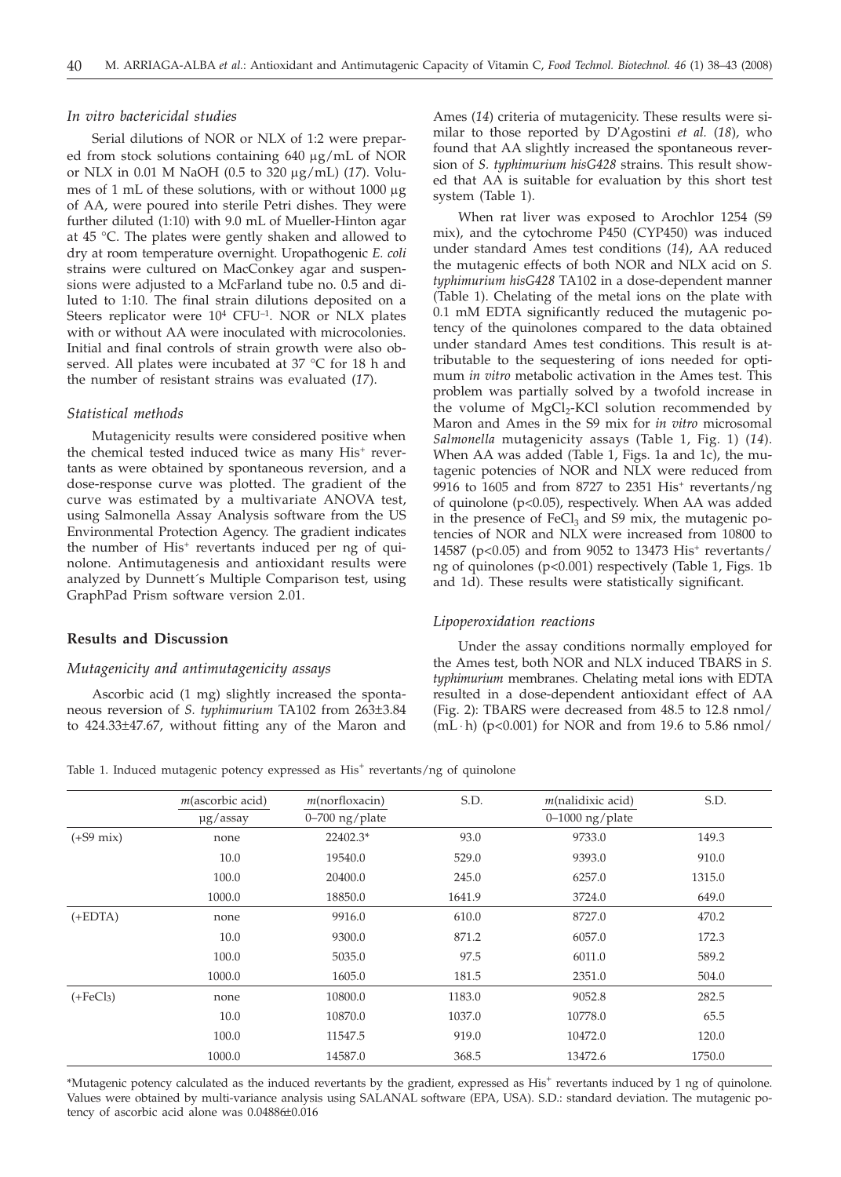### *In vitro bactericidal studies*

Serial dilutions of NOR or NLX of 1:2 were prepared from stock solutions containing 640 μg/mL of NOR or NLX in 0.01 M NaOH (0.5 to 320 μg/mL) (*17*). Volumes of 1 mL of these solutions, with or without 1000 μg of AA, were poured into sterile Petri dishes. They were further diluted (1:10) with 9.0 mL of Mueller-Hinton agar at 45 °C. The plates were gently shaken and allowed to dry at room temperature overnight. Uropathogenic *E. coli* strains were cultured on MacConkey agar and suspensions were adjusted to a McFarland tube no. 0.5 and diluted to 1:10. The final strain dilutions deposited on a Steers replicator were $10^4$ CFU$^{-1}$. NOR or NLX plates with or without AA were inoculated with microcolonies. Initial and final controls of strain growth were also observed. All plates were incubated at 37 °C for 18 h and the number of resistant strains was evaluated (*17*).

### *Statistical methods*

Mutagenicity results were considered positive when the chemical tested induced twice as many His$^+$ revertants as were obtained by spontaneous reversion, and a dose-response curve was plotted. The gradient of the curve was estimated by a multivariate ANOVA test, using Salmonella Assay Analysis software from the US Environmental Protection Agency. The gradient indicates the number of His$^+$ revertants induced per ng of quinolone. Antimutagenesis and antioxidant results were analyzed by Dunnett´s Multiple Comparison test, using GraphPad Prism software version 2.01.

## Results and Discussion

### *Mutagenicity and antimutagenicity assays*

Ascorbic acid (1 mg) slightly increased the spontaneous reversion of *S. typhimurium* TA102 from 263±3.84 to 424.33±47.67, without fitting any of the Maron and Ames (*14*) criteria of mutagenicity. These results were similar to those reported by D'Agostini *et al.* (*18*), who found that AA slightly increased the spontaneous reversion of *S. typhimurium hisG428* strains. This result showed that AA is suitable for evaluation by this short test system (Table 1).

When rat liver was exposed to Arochlor 1254 (S9 mix), and the cytochrome P450 (CYP450) was induced under standard Ames test conditions (*14*), AA reduced the mutagenic effects of both NOR and NLX acid on *S. typhimurium hisG428* TA102 in a dose-dependent manner (Table 1). Chelating of the metal ions on the plate with 0.1 mM EDTA significantly reduced the mutagenic potency of the quinolones compared to the data obtained under standard Ames test conditions. This result is attributable to the sequestering of ions needed for optimum *in vitro* metabolic activation in the Ames test. This problem was partially solved by a twofold increase in the volume of $MgCl_2$-KCl solution recommended by Maron and Ames in the S9 mix for *in vitro* microsomal *Salmonella* mutagenicity assays (Table 1, Fig. 1) (*14*). When AA was added (Table 1, Figs. 1a and 1c), the mutagenic potencies of NOR and NLX were reduced from 9916 to 1605 and from 8727 to 2351 His$^+$ revertants/ng of quinolone ($p<0.05$), respectively. When AA was added in the presence of $FeCl_3$ and S9 mix, the mutagenic potencies of NOR and NLX were increased from 10800 to 14587 ($p<0.05$) and from 9052 to 13473 His$^+$ revertants/ng of quinolones ($p<0.001$) respectively (Table 1, Figs. 1b and 1d). These results were statistically significant.

### *Lipoperoxidation reactions*

Under the assay conditions normally employed for the Ames test, both NOR and NLX induced TBARS in *S. typhimurium* membranes. Chelating metal ions with EDTA resulted in a dose-dependent antioxidant effect of AA (Fig. 2): TBARS were decreased from 48.5 to 12.8 nmol/(mL·h) ($p<0.001$) for NOR and from 19.6 to 5.86 nmol/

Table 1. Induced mutagenic potency expressed as His$^+$ revertants/ng of quinolone

| | m(ascorbic acid) μg/assay | m(norfloxacin) 0–700 ng/plate | S.D. | m(nalidixic acid) 0–1000 ng/plate | S.D. |
|---|---|---|---|---|---|
| (+S9 mix) | none | 22402.3* | 93.0 | 9733.0 | 149.3 |
| | 10.0 | 19540.0 | 529.0 | 9393.0 | 910.0 |
| | 100.0 | 20400.0 | 245.0 | 6257.0 | 1315.0 |
| | 1000.0 | 18850.0 | 1641.9 | 3724.0 | 649.0 |
| (+EDTA) | none | 9916.0 | 610.0 | 8727.0 | 470.2 |
| | 10.0 | 9300.0 | 871.2 | 6057.0 | 172.3 |
| | 100.0 | 5035.0 | 97.5 | 6011.0 | 589.2 |
| | 1000.0 | 1605.0 | 181.5 | 2351.0 | 504.0 |
| (+$FeCl_3$) | none | 10800.0 | 1183.0 | 9052.8 | 282.5 |
| | 10.0 | 10870.0 | 1037.0 | 10778.0 | 65.5 |
| | 100.0 | 11547.5 | 919.0 | 10472.0 | 120.0 |
| | 1000.0 | 14587.0 | 368.5 | 13472.6 | 1750.0 |

*Mutagenic potency calculated as the induced revertants by the gradient, expressed as His$^+$ revertants induced by 1 ng of quinolone. Values were obtained by multi-variance analysis using SALANAL software (EPA, USA). S.D.: standard deviation. The mutagenic potency of ascorbic acid alone was 0.04886±0.016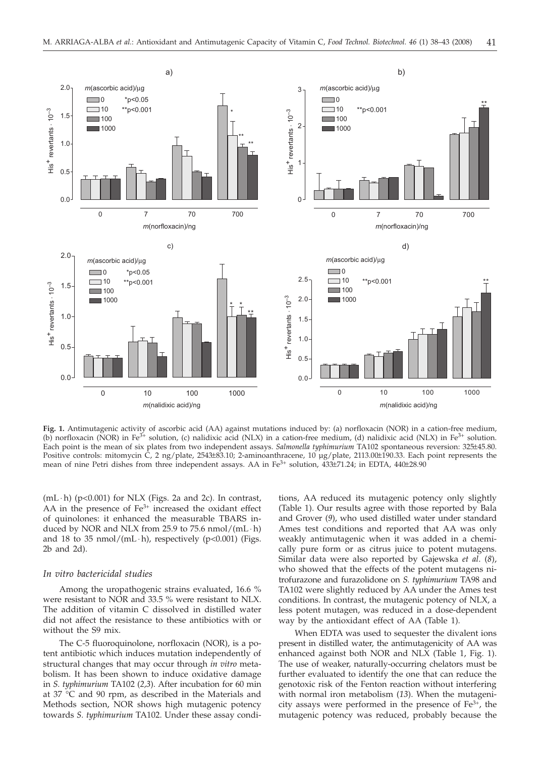**Fig. 1.** Antimutagenic activity of ascorbic acid (AA) against mutations induced by: (a) norfloxacin (NOR) in a cation-free medium, (b) norfloxacin (NOR) in $Fe^{3+}$ solution, (c) nalidixic acid (NLX) in a cation-free medium, (d) nalidixic acid (NLX) in $Fe^{3+}$ solution. Each point is the mean of six plates from two independent assays. *Salmonella typhimurium* TA102 spontaneous reversion: 325±45.80. Positive controls: mitomycin C, 2 ng/plate, 2543±83.10; 2-aminoanthracene, 10 µg/plate, 2113.00±190.33. Each point represents the mean of nine Petri dishes from three independent assays. AA in $Fe^{3+}$ solution, 433±71.24; in EDTA, 440±28.90

(mL·h) ($p<0.001$) for NLX (Figs. 2a and 2c). In contrast, AA in the presence of $Fe^{3+}$ increased the oxidant effect of quinolones: it enhanced the measurable TBARS induced by NOR and NLX from 25.9 to 75.6 nmol/(mL·h) and 18 to 35 nmol/(mL·h), respectively ($p<0.001$) (Figs. 2b and 2d).

### *In vitro bactericidal studies*

Among the uropathogenic strains evaluated, 16.6 % were resistant to NOR and 33.5 % were resistant to NLX. The addition of vitamin C dissolved in distilled water did not affect the resistance to these antibiotics with or without the S9 mix.

The C-5 fluoroquinolone, norfloxacin (NOR), is a potent antibiotic which induces mutation independently of structural changes that may occur through *in vitro* metabolism. It has been shown to induce oxidative damage in *S. typhimurium* TA102 (*2,3*). After incubation for 60 min at 37 °C and 90 rpm, as described in the Materials and Methods section, NOR shows high mutagenic potency towards *S. typhimurium* TA102. Under these assay conditions, AA reduced its mutagenic potency only slightly (Table 1). Our results agree with those reported by Bala and Grover (*9*), who used distilled water under standard Ames test conditions and reported that AA was only weakly antimutagenic when it was added in a chemically pure form or as citrus juice to potent mutagens. Similar data were also reported by Gajewska *et al.* (*8*), who showed that the effects of the potent mutagens nitrofurazone and furazolidone on *S. typhimurium* TA98 and TA102 were slightly reduced by AA under the Ames test conditions. In contrast, the mutagenic potency of NLX, a less potent mutagen, was reduced in a dose-dependent way by the antioxidant effect of AA (Table 1).

When EDTA was used to sequester the divalent ions present in distilled water, the antimutagenicity of AA was enhanced against both NOR and NLX (Table 1, Fig. 1). The use of weaker, naturally-occurring chelators must be further evaluated to identify the one that can reduce the genotoxic risk of the Fenton reaction without interfering with normal iron metabolism (*13*). When the mutagenicity assays were performed in the presence of $Fe^{3+}$, the mutagenic potency was reduced, probably because the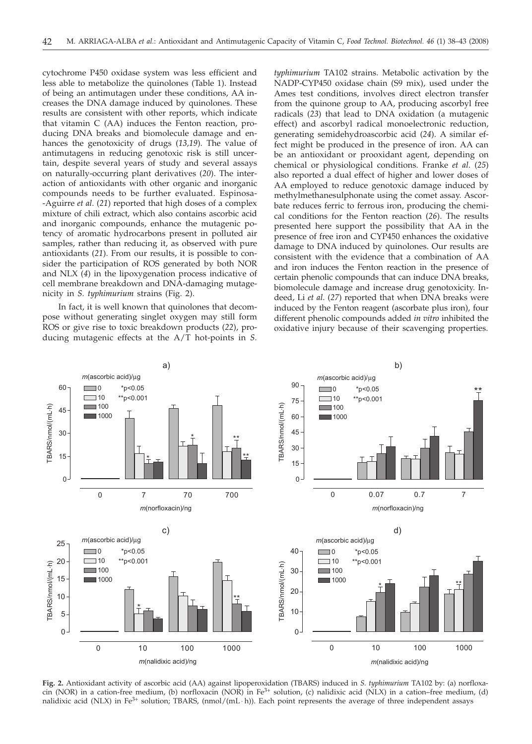cytochrome P450 oxidase system was less efficient and less able to metabolize the quinolones (Table 1). Instead of being an antimutagen under these conditions, AA increases the DNA damage induced by quinolones. These results are consistent with other reports, which indicate that vitamin C (AA) induces the Fenton reaction, producing DNA breaks and biomolecule damage and enhances the genotoxicity of drugs (*13,19*). The value of antimutagens in reducing genotoxic risk is still uncertain, despite several years of study and several assays on naturally-occurring plant derivatives (*20*). The interaction of antioxidants with other organic and inorganic compounds needs to be further evaluated. Espinosa-Aguirre *et al.* (*21*) reported that high doses of a complex mixture of chili extract, which also contains ascorbic acid and inorganic compounds, enhance the mutagenic potency of aromatic hydrocarbons present in polluted air samples, rather than reducing it, as observed with pure antioxidants (*21*). From our results, it is possible to consider the participation of ROS generated by both NOR and NLX (*4*) in the lipoxygenation process indicative of cell membrane breakdown and DNA-damaging mutagenicity in *S. typhimurium* strains (Fig. 2).

In fact, it is well known that quinolones that decompose without generating singlet oxygen may still form ROS or give rise to toxic breakdown products (*22*), producing mutagenic effects at the A/T hot-points in *S. typhimurium* TA102 strains. Metabolic activation by the NADP-CYP450 oxidase chain (S9 mix), used under the Ames test conditions, involves direct electron transfer from the quinone group to AA, producing ascorbyl free radicals (*23*) that lead to DNA oxidation (a mutagenic effect) and ascorbyl radical monoelectronic reduction, generating semidehydroascorbic acid (*24*). A similar effect might be produced in the presence of iron. AA can be an antioxidant or prooxidant agent, depending on chemical or physiological conditions. Franke *et al.* (*25*) also reported a dual effect of higher and lower doses of AA employed to reduce genotoxic damage induced by methylmethanesulphonate using the comet assay. Ascorbate reduces ferric to ferrous iron, producing the chemical conditions for the Fenton reaction (*26*). The results presented here support the possibility that AA in the presence of free iron and CYP450 enhances the oxidative damage to DNA induced by quinolones. Our results are consistent with the evidence that a combination of AA and iron induces the Fenton reaction in the presence of certain phenolic compounds that can induce DNA breaks, biomolecule damage and increase drug genotoxicity. Indeed, Li *et al.* (*27*) reported that when DNA breaks were induced by the Fenton reagent (ascorbate plus iron), four different phenolic compounds added *in vitro* inhibited the oxidative injury because of their scavenging properties.

**Fig. 2.** Antioxidant activity of ascorbic acid (AA) against lipoperoxidation (TBARS) induced in *S. typhimurium* TA102 by: (a) norfloxacin (NOR) in a cation-free medium, (b) norfloxacin (NOR) in $Fe^{3+}$ solution, (c) nalidixic acid (NLX) in a cation–free medium, (d) nalidixic acid (NLX) in $Fe^{3+}$ solution; TBARS, (nmol/(mL·h)). Each point represents the average of three independent assays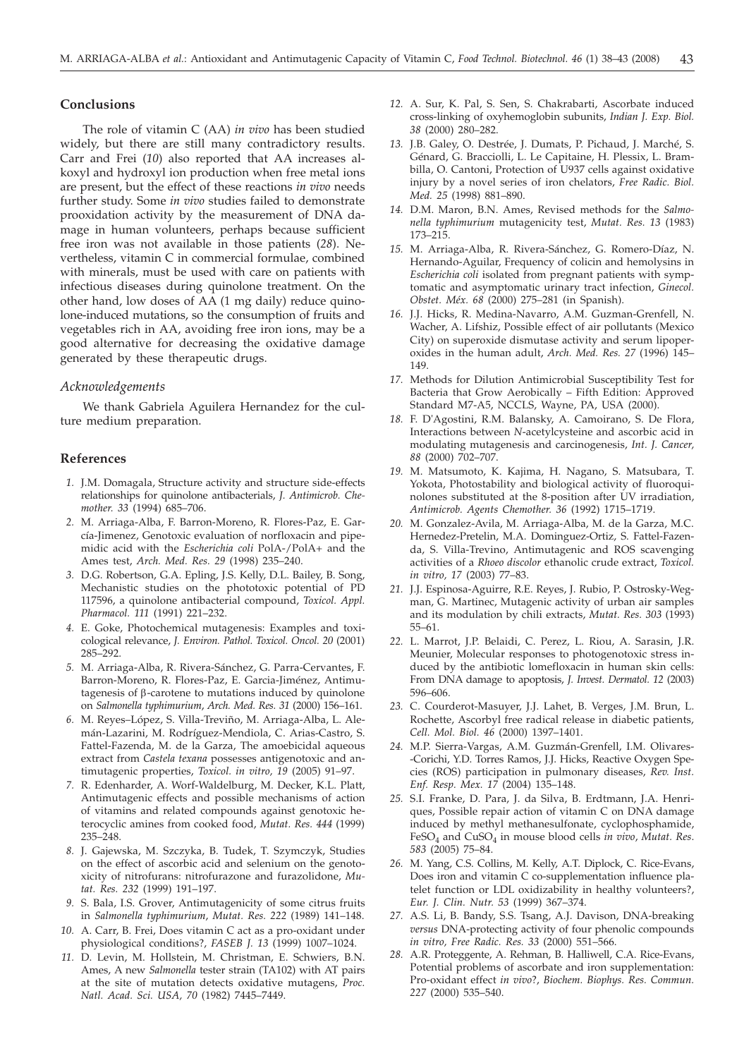## Conclusions

The role of vitamin C (AA) *in vivo* has been studied widely, but there are still many contradictory results. Carr and Frei (*10*) also reported that AA increases alkoxyl and hydroxyl ion production when free metal ions are present, but the effect of these reactions *in vivo* needs further study. Some *in vivo* studies failed to demonstrate prooxidation activity by the measurement of DNA damage in human volunteers, perhaps because sufficient free iron was not available in those patients (*28*). Nevertheless, vitamin C in commercial formulae, combined with minerals, must be used with care on patients with infectious diseases during quinolone treatment. On the other hand, low doses of AA (1 mg daily) reduce quinolone-induced mutations, so the consumption of fruits and vegetables rich in AA, avoiding free iron ions, may be a good alternative for decreasing the oxidative damage generated by these therapeutic drugs.

### *Acknowledgements*

We thank Gabriela Aguilera Hernandez for the culture medium preparation.

## References

*1.* J.M. Domagala, Structure activity and structure side-effects relationships for quinolone antibacterials, *J. Antimicrob. Chemother. 33* (1994) 685–706.

*2.* M. Arriaga-Alba, F. Barron-Moreno, R. Flores-Paz, E. García-Jimenez, Genotoxic evaluation of norfloxacin and pipemidic acid with the *Escherichia coli* PolA-/PolA+ and the Ames test, *Arch. Med. Res. 29* (1998) 235–240.

*3.* D.G. Robertson, G.A. Epling, J.S. Kelly, D.L. Bailey, B. Song, Mechanistic studies on the phototoxic potential of PD 117596, a quinolone antibacterial compound, *Toxicol. Appl. Pharmacol. 111* (1991) 221–232.

*4.* E. Goke, Photochemical mutagenesis: Examples and toxicological relevance, *J. Environ. Pathol. Toxicol. Oncol. 20* (2001) 285–292.

*5.* M. Arriaga-Alba, R. Rivera-Sánchez, G. Parra-Cervantes, F. Barron-Moreno, R. Flores-Paz, E. Garcia-Jiménez, Antimutagenesis of β-carotene to mutations induced by quinolone on *Salmonella typhimurium*, *Arch. Med. Res. 31* (2000) 156–161.

*6.* M. Reyes–López, S. Villa-Treviño, M. Arriaga-Alba, L. Alemán-Lazarini, M. Rodríguez-Mendiola, C. Arias-Castro, S. Fattel-Fazenda, M. de la Garza, The amoebicidal aqueous extract from *Castela texana* possesses antigenotoxic and antimutagenic properties, *Toxicol. in vitro, 19* (2005) 91–97.

*7.* R. Edenharder, A. Worf-Waldelburg, M. Decker, K.L. Platt, Antimutagenic effects and possible mechanisms of action of vitamins and related compounds against genotoxic heterocyclic amines from cooked food, *Mutat. Res. 444* (1999) 235–248.

*8.* J. Gajewska, M. Szczyka, B. Tudek, T. Szymczyk, Studies on the effect of ascorbic acid and selenium on the genotoxicity of nitrofurans: nitrofurazone and furazolidone, *Mutat. Res. 232* (1999) 191–197.

*9.* S. Bala, I.S. Grover, Antimutagenicity of some citrus fruits in *Salmonella typhimurium*, *Mutat. Res. 222* (1989) 141–148.

*10.* A. Carr, B. Frei, Does vitamin C act as a pro-oxidant under physiological conditions?, *FASEB J. 13* (1999) 1007–1024.

*11.* D. Levin, M. Hollstein, M. Christman, E. Schwiers, B.N. Ames, A new *Salmonella* tester strain (TA102) with AT pairs at the site of mutation detects oxidative mutagens, *Proc. Natl. Acad. Sci. USA, 70* (1982) 7445–7449.

*12.* A. Sur, K. Pal, S. Sen, S. Chakrabarti, Ascorbate induced cross-linking of oxyhemoglobin subunits, *Indian J. Exp. Biol. 38* (2000) 280–282.

*13.* J.B. Galey, O. Destrée, J. Dumats, P. Pichaud, J. Marché, S. Génard, G. Bracciolli, L. Le Capitaine, H. Plessix, L. Brambilla, O. Cantoni, Protection of U937 cells against oxidative injury by a novel series of iron chelators, *Free Radic. Biol. Med. 25* (1998) 881–890.

*14.* D.M. Maron, B.N. Ames, Revised methods for the *Salmonella typhimurium* mutagenicity test, *Mutat. Res. 13* (1983) 173–215.

*15.* M. Arriaga-Alba, R. Rivera-Sánchez, G. Romero-Díaz, N. Hernando-Aguilar, Frequency of colicin and hemolysins in *Escherichia coli* isolated from pregnant patients with symptomatic and asymptomatic urinary tract infection, *Ginecol. Obstet. Méx. 68* (2000) 275–281 (in Spanish).

*16.* J.J. Hicks, R. Medina-Navarro, A.M. Guzman-Grenfell, N. Wacher, A. Lifshiz, Possible effect of air pollutants (Mexico City) on superoxide dismutase activity and serum lipoperoxides in the human adult, *Arch. Med. Res. 27* (1996) 145–149.

*17.* Methods for Dilution Antimicrobial Susceptibility Test for Bacteria that Grow Aerobically – Fifth Edition: Approved Standard M7-A5, NCCLS, Wayne, PA, USA (2000).

*18.* F. D'Agostini, R.M. Balansky, A. Camoirano, S. De Flora, Interactions between *N*-acetylcysteine and ascorbic acid in modulating mutagenesis and carcinogenesis, *Int. J. Cancer, 88* (2000) 702–707.

*19.* M. Matsumoto, K. Kajima, H. Nagano, S. Matsubara, T. Yokota, Photostability and biological activity of fluoroquinolones substituted at the 8-position after UV irradiation, *Antimicrob. Agents Chemother. 36* (1992) 1715–1719.

*20.* M. Gonzalez-Avila, M. Arriaga-Alba, M. de la Garza, M.C. Hernedez-Pretelin, M.A. Dominguez-Ortiz, S. Fattel-Fazenda, S. Villa-Trevino, Antimutagenic and ROS scavenging activities of a *Rhoeo discolor* ethanolic crude extract, *Toxicol. in vitro, 17* (2003) 77–83.

*21.* J.J. Espinosa-Aguirre, R.E. Reyes, J. Rubio, P. Ostrosky-Wegman, G. Martinec, Mutagenic activity of urban air samples and its modulation by chili extracts, *Mutat. Res. 303* (1993) 55–61.

*22.* L. Marrot, J.P. Belaidi, C. Perez, L. Riou, A. Sarasin, J.R. Meunier, Molecular responses to photogenotoxic stress induced by the antibiotic lomefloxacin in human skin cells: From DNA damage to apoptosis, *J. Invest. Dermatol. 12* (2003) 596–606.

*23.* C. Courderot-Masuyer, J.J. Lahet, B. Verges, J.M. Brun, L. Rochette, Ascorbyl free radical release in diabetic patients, *Cell. Mol. Biol. 46* (2000) 1397–1401.

*24.* M.P. Sierra-Vargas, A.M. Guzmán-Grenfell, I.M. Olivares-Corichi, Y.D. Torres Ramos, J.J. Hicks, Reactive Oxygen Species (ROS) participation in pulmonary diseases, *Rev. Inst. Enf. Resp. Mex. 17* (2004) 135–148.

*25.* S.I. Franke, D. Para, J. da Silva, B. Erdtmann, J.A. Henriques, Possible repair action of vitamin C on DNA damage induced by methyl methanesulfonate, cyclophosphamide, $FeSO_4$ and $CuSO_4$ in mouse blood cells *in vivo*, *Mutat. Res. 583* (2005) 75–84.

*26.* M. Yang, C.S. Collins, M. Kelly, A.T. Diplock, C. Rice-Evans, Does iron and vitamin C co-supplementation influence platelet function or LDL oxidizability in healthy volunteers?, *Eur. J. Clin. Nutr. 53* (1999) 367–374.

*27.* A.S. Li, B. Bandy, S.S. Tsang, A.J. Davison, DNA-breaking *versus* DNA-protecting activity of four phenolic compounds *in vitro*, *Free Radic. Res. 33* (2000) 551–566.

*28.* A.R. Proteggente, A. Rehman, B. Halliwell, C.A. Rice-Evans, Potential problems of ascorbate and iron supplementation: Pro-oxidant effect *in vivo*?, *Biochem. Biophys. Res. Commun. 227* (2000) 535–540.